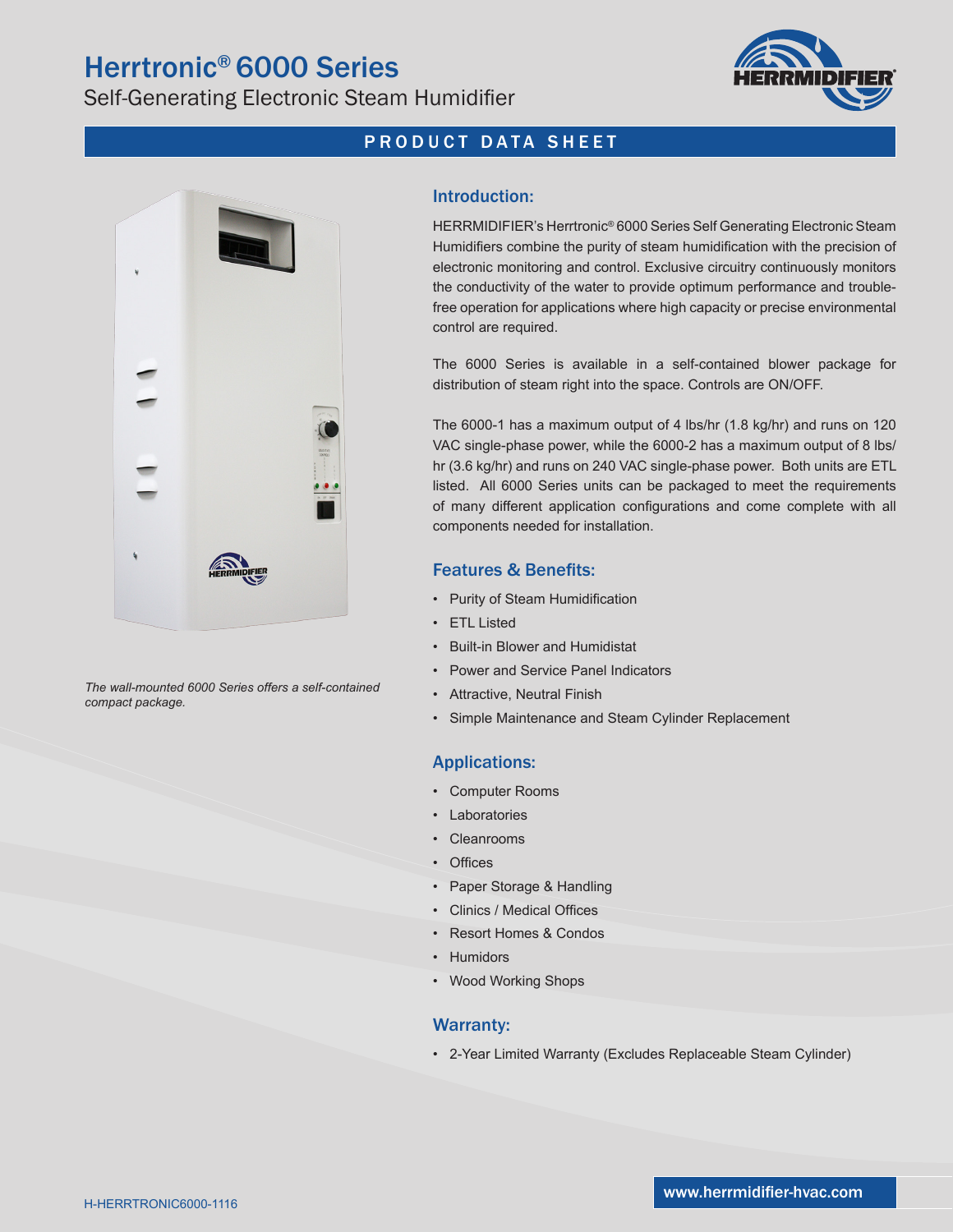# Herrtronic® 6000 Series

Self-Generating Electronic Steam Humidifier

## PRODUCT DATA SHEET

*The wall-mounted 6000 Series offers a self-contained compact package.*

## Introduction:

HERRMIDIFIER's Herrtronic® 6000 Series Self Generating Electronic Steam Humidifiers combine the purity of steam humidification with the precision of electronic monitoring and control. Exclusive circuitry continuously monitors the conductivity of the water to provide optimum performance and trouble-free operation for applications where high capacity or precise environmental control are required.

The 6000 Series is available in a self-contained blower package for distribution of steam right into the space. Controls are ON/OFF.

The 6000-1 has a maximum output of 4 lbs/hr (1.8 kg/hr) and runs on 120 VAC single-phase power, while the 6000-2 has a maximum output of 8 lbs/hr (3.6 kg/hr) and runs on 240 VAC single-phase power. Both units are ETL listed. All 6000 Series units can be packaged to meet the requirements of many different application configurations and come complete with all components needed for installation.

## Features & Benefits:

- Purity of Steam Humidification
- ETL Listed
- Built-in Blower and Humidistat
- Power and Service Panel Indicators
- Attractive, Neutral Finish
- Simple Maintenance and Steam Cylinder Replacement

## Applications:

- Computer Rooms
- Laboratories
- Cleanrooms
- Offices
- Paper Storage & Handling
- Clinics / Medical Offices
- Resort Homes & Condos
- Humidors
- Wood Working Shops

## Warranty:

- 2-Year Limited Warranty (Excludes Replaceable Steam Cylinder)

H-HERRTRONIC6000-1116

www.herrmidifier-hvac.com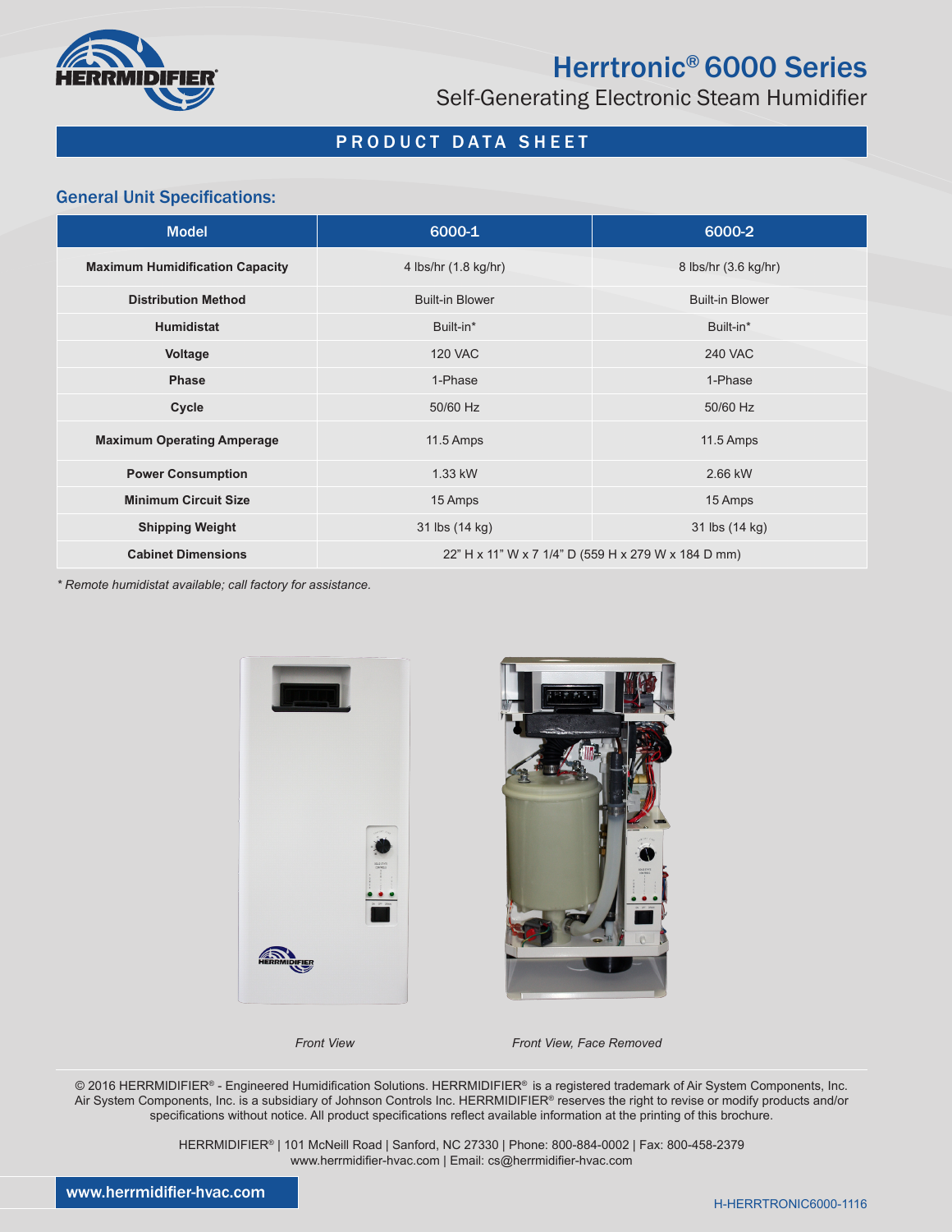# Herrtronic® 6000 Series

Self-Generating Electronic Steam Humidifier

## PRODUCT DATA SHEET

### General Unit Specifications:

| Model | 6000-1 | 6000-2 |
|---|---|---|
| **Maximum Humidification Capacity** | 4 lbs/hr (1.8 kg/hr) | 8 lbs/hr (3.6 kg/hr) |
| **Distribution Method** | Built-in Blower | Built-in Blower |
| **Humidistat** | Built-in* | Built-in* |
| **Voltage** | 120 VAC | 240 VAC |
| **Phase** | 1-Phase | 1-Phase |
| **Cycle** | 50/60 Hz | 50/60 Hz |
| **Maximum Operating Amperage** | 11.5 Amps | 11.5 Amps |
| **Power Consumption** | 1.33 kW | 2.66 kW |
| **Minimum Circuit Size** | 15 Amps | 15 Amps |
| **Shipping Weight** | 31 lbs (14 kg) | 31 lbs (14 kg) |
| **Cabinet Dimensions** | 22" H x 11" W x 7 1/4" D (559 H x 279 W x 184 D mm) | |

*\* Remote humidistat available; call factory for assistance.*

*Front View*

*Front View, Face Removed*

© 2016 HERRMIDIFIER® - Engineered Humidification Solutions. HERRMIDIFIER® is a registered trademark of Air System Components, Inc. Air System Components, Inc. is a subsidiary of Johnson Controls Inc. HERRMIDIFIER® reserves the right to revise or modify products and/or specifications without notice. All product specifications reflect available information at the printing of this brochure.

HERRMIDIFIER® | 101 McNeill Road | Sanford, NC 27330 | Phone: 800-884-0002 | Fax: 800-458-2379
www.herrmidifier-hvac.com | Email: cs@herrmidifier-hvac.com

www.herrmidifier-hvac.com

H-HERRTRONIC6000-1116